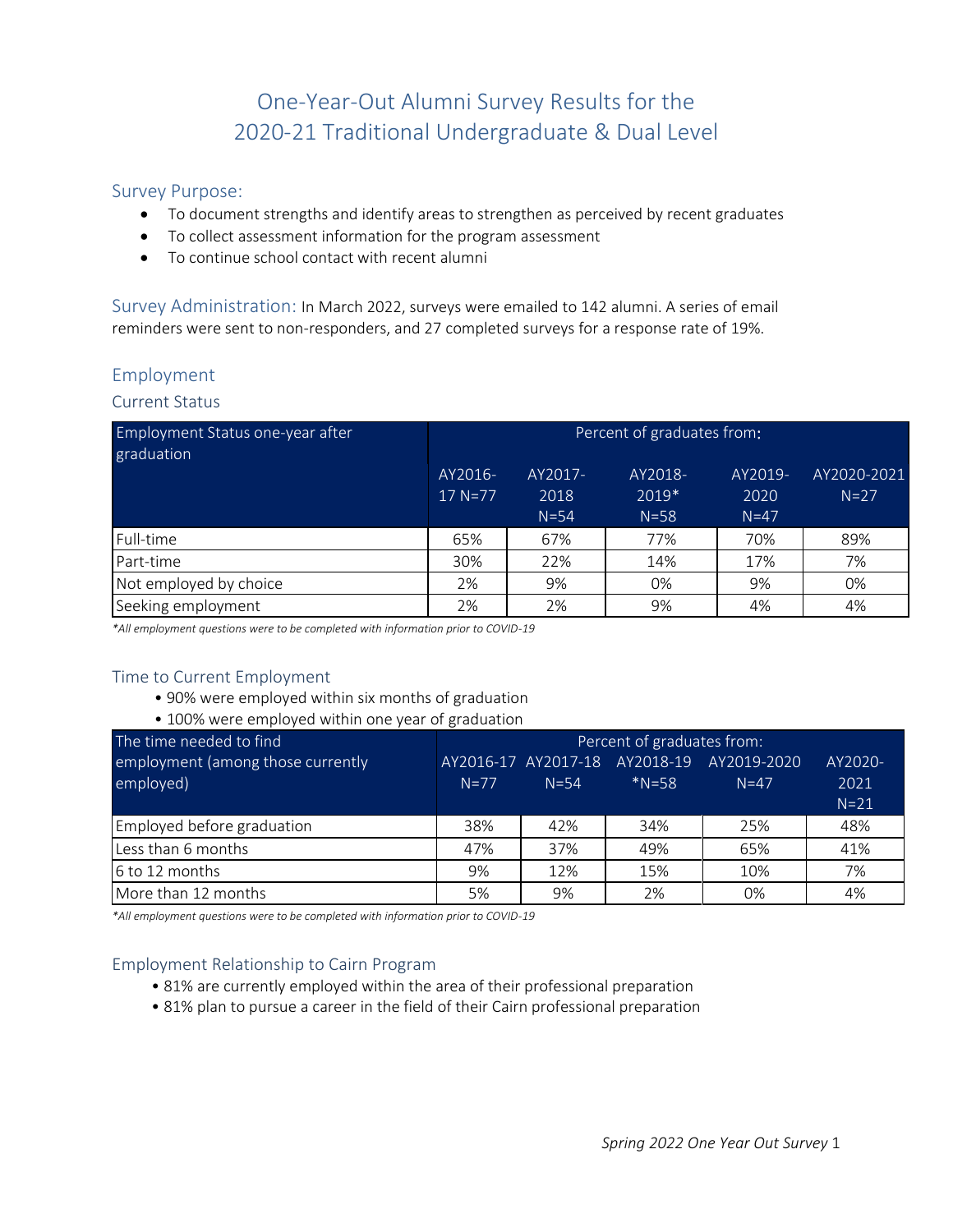# One-Year-Out Alumni Survey Results for the 2020-21 Traditional Undergraduate & Dual Level

## Survey Purpose:

- To document strengths and identify areas to strengthen as perceived by recent graduates
- To collect assessment information for the program assessment
- To continue school contact with recent alumni

**Survey Administration:** In March 2022, surveys were emailed to 142 alumni. A series of email reminders were sent to non-responders, and 27 completed surveys for a response rate of 19%.

## Employment

### Current Status

| Employment Status one-year after graduation | Percent of graduates from: | | | | |
|---|---|---|---|---|---|
| | AY2016-17 N=77 | AY2017-2018 N=54 | AY2018-2019* N=58 | AY2019-2020 N=47 | AY2020-2021 N=27 |
| Full-time | 65% | 67% | 77% | 70% | 89% |
| Part-time | 30% | 22% | 14% | 17% | 7% |
| Not employed by choice | 2% | 9% | 0% | 9% | 0% |
| Seeking employment | 2% | 2% | 9% | 4% | 4% |

*\*All employment questions were to be completed with information prior to COVID-19*

### Time to Current Employment

- 90% were employed within six months of graduation
- 100% were employed within one year of graduation

| The time needed to find employment (among those currently employed) | Percent of graduates from: | | | | |
|---|---|---|---|---|---|
| | AY2016-17 N=77 | AY2017-18 N=54 | AY2018-19 *N=58 | AY2019-2020 N=47 | AY2020-2021 N=21 |
| Employed before graduation | 38% | 42% | 34% | 25% | 48% |
| Less than 6 months | 47% | 37% | 49% | 65% | 41% |
| 6 to 12 months | 9% | 12% | 15% | 10% | 7% |
| More than 12 months | 5% | 9% | 2% | 0% | 4% |

*\*All employment questions were to be completed with information prior to COVID-19*

### Employment Relationship to Cairn Program

- 81% are currently employed within the area of their professional preparation
- 81% plan to pursue a career in the field of their Cairn professional preparation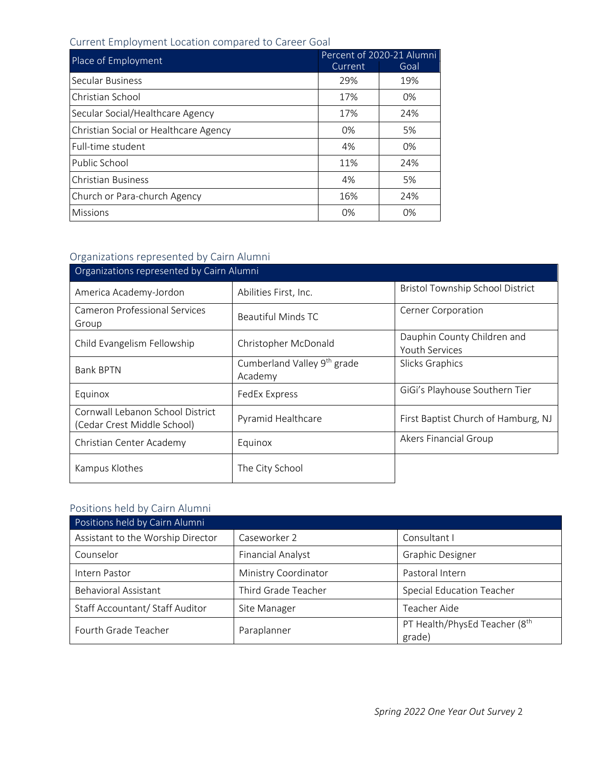## Current Employment Location compared to Career Goal

| Place of Employment | Percent of 2020-21 Alumni | |
|---|---|---|
| | Current | Goal |
| Secular Business | 29% | 19% |
| Christian School | 17% | 0% |
| Secular Social/Healthcare Agency | 17% | 24% |
| Christian Social or Healthcare Agency | 0% | 5% |
| Full-time student | 4% | 0% |
| Public School | 11% | 24% |
| Christian Business | 4% | 5% |
| Church or Para-church Agency | 16% | 24% |
| Missions | 0% | 0% |

## Organizations represented by Cairn Alumni

| Organizations represented by Cairn Alumni | | |
|---|---|---|
| America Academy-Jordon | Abilities First, Inc. | Bristol Township School District |
| Cameron Professional Services Group | Beautiful Minds TC | Cerner Corporation |
| Child Evangelism Fellowship | Christopher McDonald | Dauphin County Children and Youth Services |
| Bank BPTN | Cumberland Valley 9th grade Academy | Slicks Graphics |
| Equinox | FedEx Express | GiGi's Playhouse Southern Tier |
| Cornwall Lebanon School District (Cedar Crest Middle School) | Pyramid Healthcare | First Baptist Church of Hamburg, NJ |
| Christian Center Academy | Equinox | Akers Financial Group |
| Kampus Klothes | The City School | |

## Positions held by Cairn Alumni

| Positions held by Cairn Alumni | | |
|---|---|---|
| Assistant to the Worship Director | Caseworker 2 | Consultant I |
| Counselor | Financial Analyst | Graphic Designer |
| Intern Pastor | Ministry Coordinator | Pastoral Intern |
| Behavioral Assistant | Third Grade Teacher | Special Education Teacher |
| Staff Accountant/ Staff Auditor | Site Manager | Teacher Aide |
| Fourth Grade Teacher | Paraplanner | PT Health/PhysEd Teacher (8th grade) |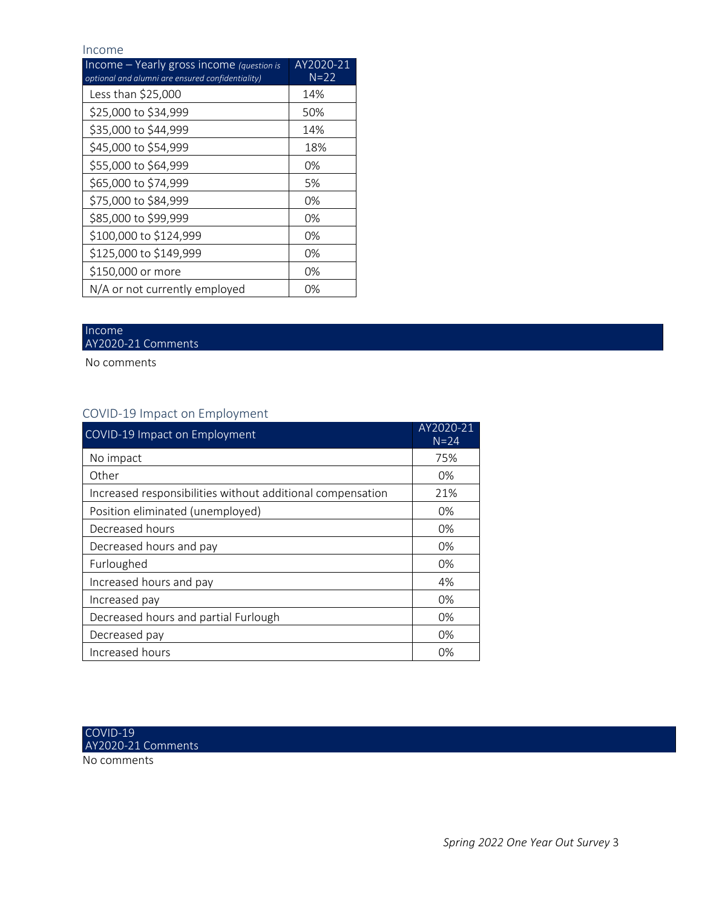## Income

| Income – Yearly gross income *(question is optional and alumni are ensured confidentiality)* | AY2020-21 N=22 |
| --- | --- |
| Less than $25,000 | 14% |
| $25,000 to $34,999 | 50% |
| $35,000 to $44,999 | 14% |
| $45,000 to $54,999 | 18% |
| $55,000 to $64,999 | 0% |
| $65,000 to $74,999 | 5% |
| $75,000 to $84,999 | 0% |
| $85,000 to $99,999 | 0% |
| $100,000 to $124,999 | 0% |
| $125,000 to $149,999 | 0% |
| $150,000 or more | 0% |
| N/A or not currently employed | 0% |

| Income AY2020-21 Comments |
| --- |
| No comments |

## COVID-19 Impact on Employment

| COVID-19 Impact on Employment | AY2020-21 N=24 |
| --- | --- |
| No impact | 75% |
| Other | 0% |
| Increased responsibilities without additional compensation | 21% |
| Position eliminated (unemployed) | 0% |
| Decreased hours | 0% |
| Decreased hours and pay | 0% |
| Furloughed | 0% |
| Increased hours and pay | 4% |
| Increased pay | 0% |
| Decreased hours and partial Furlough | 0% |
| Decreased pay | 0% |
| Increased hours | 0% |

| COVID-19 AY2020-21 Comments |
| --- |
| No comments |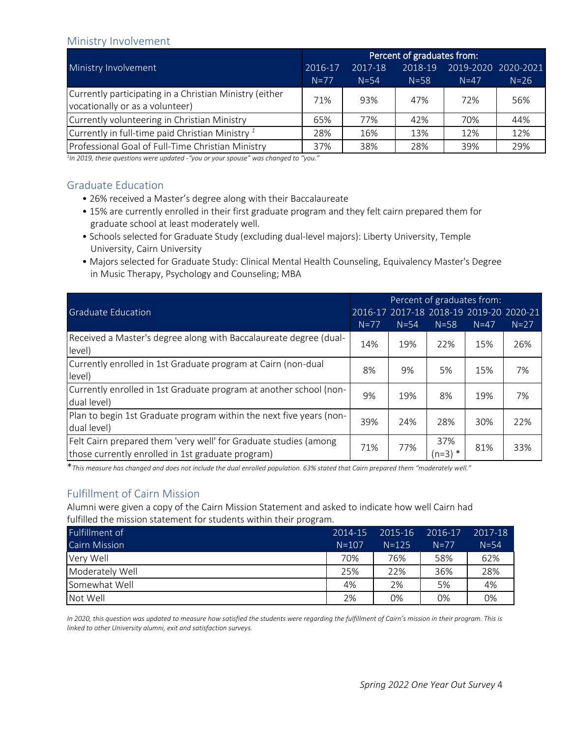## Ministry Involvement

| Ministry Involvement | Percent of graduates from: | | | | |
|---|---|---|---|---|---|
| | 2016-17 N=77 | 2017-18 N=54 | 2018-19 N=58 | 2019-2020 N=47 | 2020-2021 N=26 |
| Currently participating in a Christian Ministry (either vocationally or as a volunteer) | 71% | 93% | 47% | 72% | 56% |
| Currently volunteering in Christian Ministry | 65% | 77% | 42% | 70% | 44% |
| Currently in full-time paid Christian Ministry [1] | 28% | 16% | 13% | 12% | 12% |
| Professional Goal of Full-Time Christian Ministry | 37% | 38% | 28% | 39% | 29% |

*[1]In 2019, these questions were updated - "you or your spouse" was changed to "you."*

## Graduate Education

- 26% received a Master's degree along with their Baccalaureate
- 15% are currently enrolled in their first graduate program and they felt cairn prepared them for graduate school at least moderately well.
- Schools selected for Graduate Study (excluding dual-level majors): Liberty University, Temple University, Cairn University
- Majors selected for Graduate Study: Clinical Mental Health Counseling, Equivalency Master's Degree in Music Therapy, Psychology and Counseling; MBA

| Graduate Education | Percent of graduates from: | | | | |
|---|---|---|---|---|---|
| | 2016-17 N=77 | 2017-18 N=54 | 2018-19 N=58 | 2019-20 N=47 | 2020-21 N=27 |
| Received a Master's degree along with Baccalaureate degree (dual-level) | 14% | 19% | 22% | 15% | 26% |
| Currently enrolled in 1st Graduate program at Cairn (non-dual level) | 8% | 9% | 5% | 15% | 7% |
| Currently enrolled in 1st Graduate program at another school (non-dual level) | 9% | 19% | 8% | 19% | 7% |
| Plan to begin 1st Graduate program within the next five years (non-dual level) | 39% | 24% | 28% | 30% | 22% |
| Felt Cairn prepared them 'very well' for Graduate studies (among those currently enrolled in 1st graduate program) | 71% | 77% | 37% (n=3) * | 81% | 33% |

\* *This measure has changed and does not include the dual enrolled population. 63% stated that Cairn prepared them "moderately well."*

## Fulfillment of Cairn Mission

Alumni were given a copy of the Cairn Mission Statement and asked to indicate how well Cairn had fulfilled the mission statement for students within their program.

| Fulfillment of Cairn Mission | 2014-15 N=107 | 2015-16 N=125 | 2016-17 N=77 | 2017-18 N=54 |
|---|---|---|---|---|
| Very Well | 70% | 76% | 58% | 62% |
| Moderately Well | 25% | 22% | 36% | 28% |
| Somewhat Well | 4% | 2% | 5% | 4% |
| Not Well | 2% | 0% | 0% | 0% |

*In 2020, this question was updated to measure how satisfied the students were regarding the fulfillment of Cairn's mission in their program. This is linked to other University alumni, exit and satisfaction surveys.*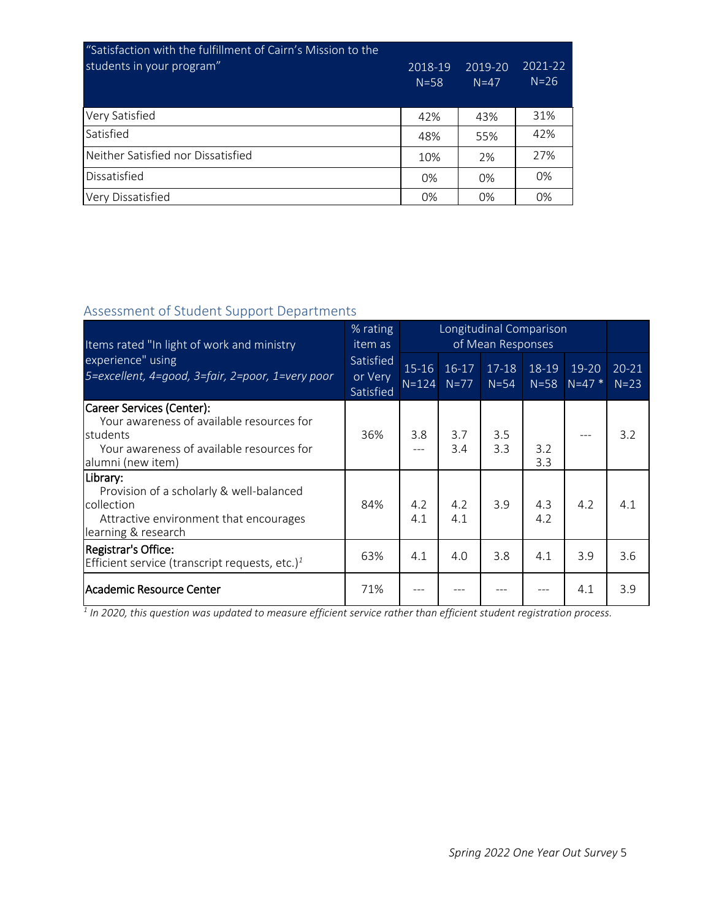| "Satisfaction with the fulfillment of Cairn's Mission to the students in your program" | 2018-19 N=58 | 2019-20 N=47 | 2021-22 N=26 |
|---|---|---|---|
| Very Satisfied | 42% | 43% | 31% |
| Satisfied | 48% | 55% | 42% |
| Neither Satisfied nor Dissatisfied | 10% | 2% | 27% |
| Dissatisfied | 0% | 0% | 0% |
| Very Dissatisfied | 0% | 0% | 0% |

## Assessment of Student Support Departments

| Items rated "In light of work and ministry experience" using *5=excellent, 4=good, 3=fair, 2=poor, 1=very poor* | % rating item as Satisfied or Very Satisfied | Longitudinal Comparison of Mean Responses | | | | | |
|---|---|---|---|---|---|---|---|
| | | 15-16 N=124 | 16-17 N=77 | 17-18 N=54 | 18-19 N=58 | 19-20 N=47 * | 20-21 N=23 |
| **Career Services (Center):** Your awareness of available resources for students / Your awareness of available resources for alumni (new item) | 36% | 3.8 / --- | 3.7 / 3.4 | 3.5 / 3.3 | 3.2 / 3.3 | --- | 3.2 |
| **Library:** Provision of a scholarly & well-balanced collection / Attractive environment that encourages learning & research | 84% | 4.2 / 4.1 | 4.2 / 4.1 | 3.9 | 4.3 / 4.2 | 4.2 | 4.1 |
| **Registrar's Office:** Efficient service (transcript requests, etc.)[1] | 63% | 4.1 | 4.0 | 3.8 | 4.1 | 3.9 | 3.6 |
| **Academic Resource Center** | 71% | --- | --- | --- | --- | 4.1 | 3.9 |

*[1] In 2020, this question was updated to measure efficient service rather than efficient student registration process.*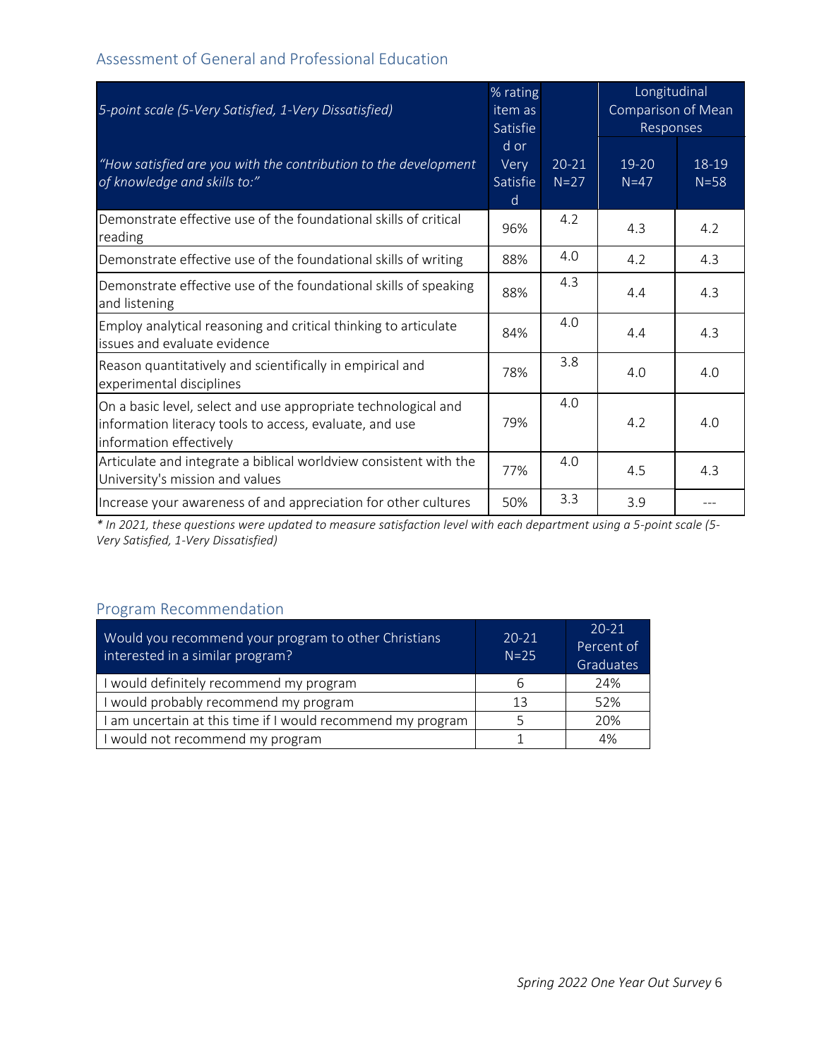## Assessment of General and Professional Education

| *5-point scale (5-Very Satisfied, 1-Very Dissatisfied)* *"How satisfied are you with the contribution to the development of knowledge and skills to:"* | % rating item as Satisfied or Very Satisfied | 20-21 N=27 | Longitudinal Comparison of Mean Responses | |
|---|---|---|---|---|
| | | | 19-20 N=47 | 18-19 N=58 |
| Demonstrate effective use of the foundational skills of critical reading | 96% | 4.2 | 4.3 | 4.2 |
| Demonstrate effective use of the foundational skills of writing | 88% | 4.0 | 4.2 | 4.3 |
| Demonstrate effective use of the foundational skills of speaking and listening | 88% | 4.3 | 4.4 | 4.3 |
| Employ analytical reasoning and critical thinking to articulate issues and evaluate evidence | 84% | 4.0 | 4.4 | 4.3 |
| Reason quantitatively and scientifically in empirical and experimental disciplines | 78% | 3.8 | 4.0 | 4.0 |
| On a basic level, select and use appropriate technological and information literacy tools to access, evaluate, and use information effectively | 79% | 4.0 | 4.2 | 4.0 |
| Articulate and integrate a biblical worldview consistent with the University's mission and values | 77% | 4.0 | 4.5 | 4.3 |
| Increase your awareness of and appreciation for other cultures | 50% | 3.3 | 3.9 | --- |

*\* In 2021, these questions were updated to measure satisfaction level with each department using a 5-point scale (5-Very Satisfied, 1-Very Dissatisfied)*

## Program Recommendation

| Would you recommend your program to other Christians interested in a similar program? | 20-21 N=25 | 20-21 Percent of Graduates |
|---|---|---|
| I would definitely recommend my program | 6 | 24% |
| I would probably recommend my program | 13 | 52% |
| I am uncertain at this time if I would recommend my program | 5 | 20% |
| I would not recommend my program | 1 | 4% |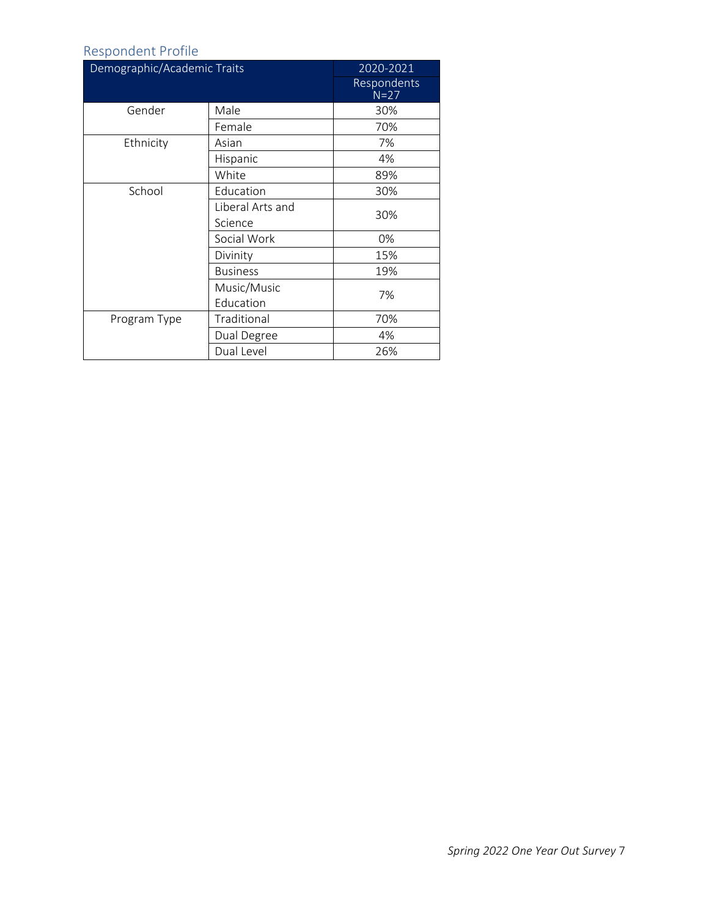## Respondent Profile

| Demographic/Academic Traits | | 2020-2021 Respondents N=27 |
|---|---|---|
| Gender | Male | 30% |
| | Female | 70% |
| Ethnicity | Asian | 7% |
| | Hispanic | 4% |
| | White | 89% |
| School | Education | 30% |
| | Liberal Arts and Science | 30% |
| | Social Work | 0% |
| | Divinity | 15% |
| | Business | 19% |
| | Music/Music Education | 7% |
| Program Type | Traditional | 70% |
| | Dual Degree | 4% |
| | Dual Level | 26% |